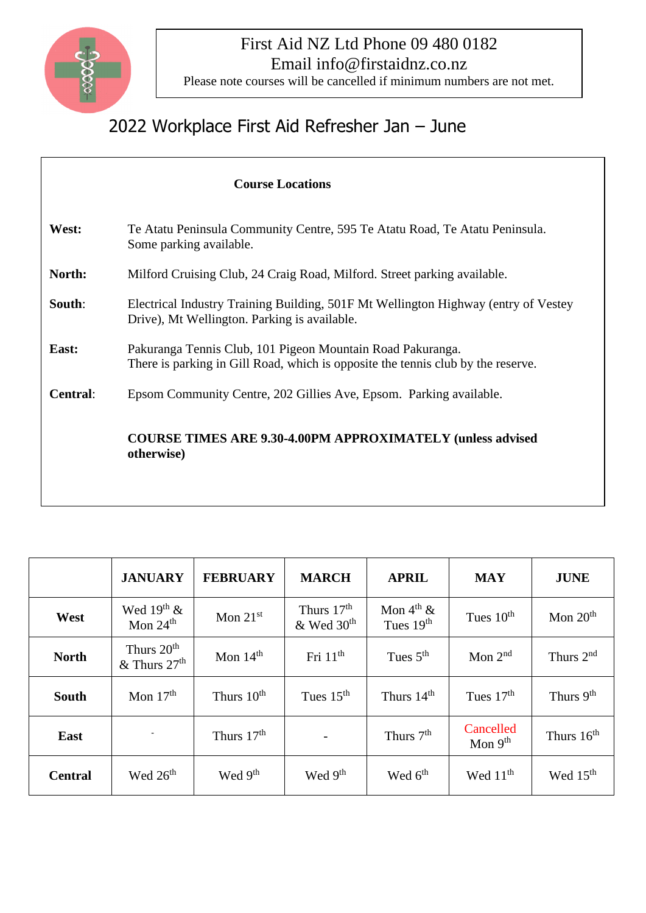First Aid NZ Ltd Phone 09 480 0182
Email info@firstaidnz.co.nz
Please note courses will be cancelled if minimum numbers are not met.

# 2022 Workplace First Aid Refresher Jan – June

**Course Locations**

**West:** Te Atatu Peninsula Community Centre, 595 Te Atatu Road, Te Atatu Peninsula. Some parking available.

**North:** Milford Cruising Club, 24 Craig Road, Milford. Street parking available.

**South**: Electrical Industry Training Building, 501F Mt Wellington Highway (entry of Vestey Drive), Mt Wellington. Parking is available.

**East:** Pakuranga Tennis Club, 101 Pigeon Mountain Road Pakuranga.
There is parking in Gill Road, which is opposite the tennis club by the reserve.

**Central**: Epsom Community Centre, 202 Gillies Ave, Epsom. Parking available.

**COURSE TIMES ARE 9.30-4.00PM APPROXIMATELY (unless advised otherwise)**

| | JANUARY | FEBRUARY | MARCH | APRIL | MAY | JUNE |
|---|---|---|---|---|---|---|
| **West** | Wed 19th & Mon 24th | Mon 21st | Thurs 17th & Wed 30th | Mon 4th & Tues 19th | Tues 10th | Mon 20th |
| **North** | Thurs 20th & Thurs 27th | Mon 14th | Fri 11th | Tues 5th | Mon 2nd | Thurs 2nd |
| **South** | Mon 17th | Thurs 10th | Tues 15th | Thurs 14th | Tues 17th | Thurs 9th |
| **East** | - | Thurs 17th | - | Thurs 7th | Cancelled Mon 9th | Thurs 16th |
| **Central** | Wed 26th | Wed 9th | Wed 9th | Wed 6th | Wed 11th | Wed 15th |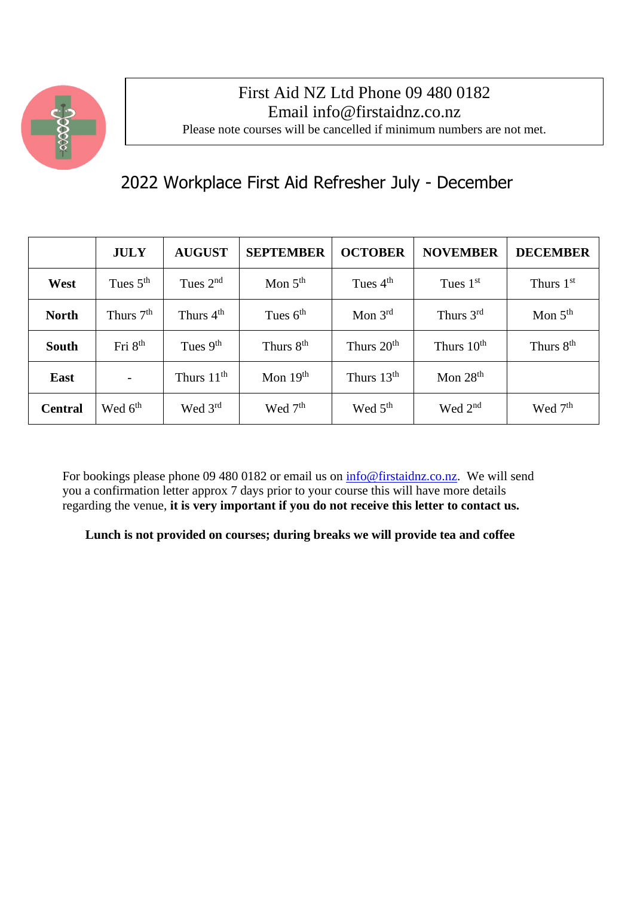First Aid NZ Ltd Phone 09 480 0182
Email info@firstaidnz.co.nz
Please note courses will be cancelled if minimum numbers are not met.

# 2022 Workplace First Aid Refresher July - December

| | JULY | AUGUST | SEPTEMBER | OCTOBER | NOVEMBER | DECEMBER |
|---|---|---|---|---|---|---|
| **West** | Tues 5th | Tues 2nd | Mon 5th | Tues 4th | Tues 1st | Thurs 1st |
| **North** | Thurs 7th | Thurs 4th | Tues 6th | Mon 3rd | Thurs 3rd | Mon 5th |
| **South** | Fri 8th | Tues 9th | Thurs 8th | Thurs 20th | Thurs 10th | Thurs 8th |
| **East** | - | Thurs 11th | Mon 19th | Thurs 13th | Mon 28th | |
| **Central** | Wed 6th | Wed 3rd | Wed 7th | Wed 5th | Wed 2nd | Wed 7th |

For bookings please phone 09 480 0182 or email us on info@firstaidnz.co.nz. We will send you a confirmation letter approx 7 days prior to your course this will have more details regarding the venue, **it is very important if you do not receive this letter to contact us.**

**Lunch is not provided on courses; during breaks we will provide tea and coffee**